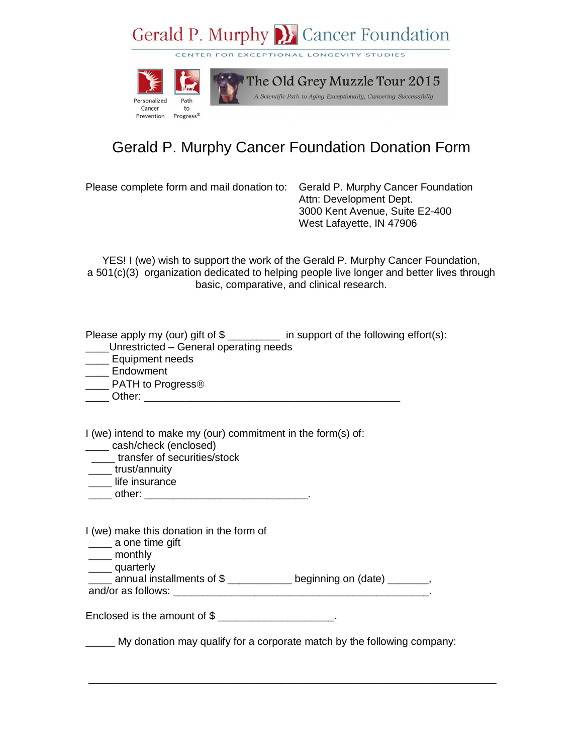Gerald P. Murphy Cancer Foundation

CENTER FOR EXCEPTIONAL LONGEVITY STUDIES

Personalized Cancer Prevention

Path to Progress®

The Old Grey Muzzle Tour 2015

*A Scientific Path to Aging Exceptionally, Cancering Successfully*

# Gerald P. Murphy Cancer Foundation Donation Form

Please complete form and mail donation to:

Gerald P. Murphy Cancer Foundation
Attn: Development Dept.
3000 Kent Avenue, Suite E2-400
West Lafayette, IN 47906

YES! I (we) wish to support the work of the Gerald P. Murphy Cancer Foundation, a 501(c)(3) organization dedicated to helping people live longer and better lives through basic, comparative, and clinical research.

Please apply my (our) gift of $ _________ in support of the following effort(s):

____Unrestricted – General operating needs
____ Equipment needs
____ Endowment
____ PATH to Progress®
____ Other: ______________________________________________

I (we) intend to make my (our) commitment in the form(s) of:

____ cash/check (enclosed)
____ transfer of securities/stock
____ trust/annuity
____ life insurance
____ other: ____________________________.

I (we) make this donation in the form of

____ a one time gift
____ monthly
____ quarterly
____ annual installments of $ ___________ beginning on (date) _______,
and/or as follows: ______________________________________________.

Enclosed is the amount of $ ____________________.

_____ My donation may qualify for a corporate match by the following company:

_________________________________________________________________________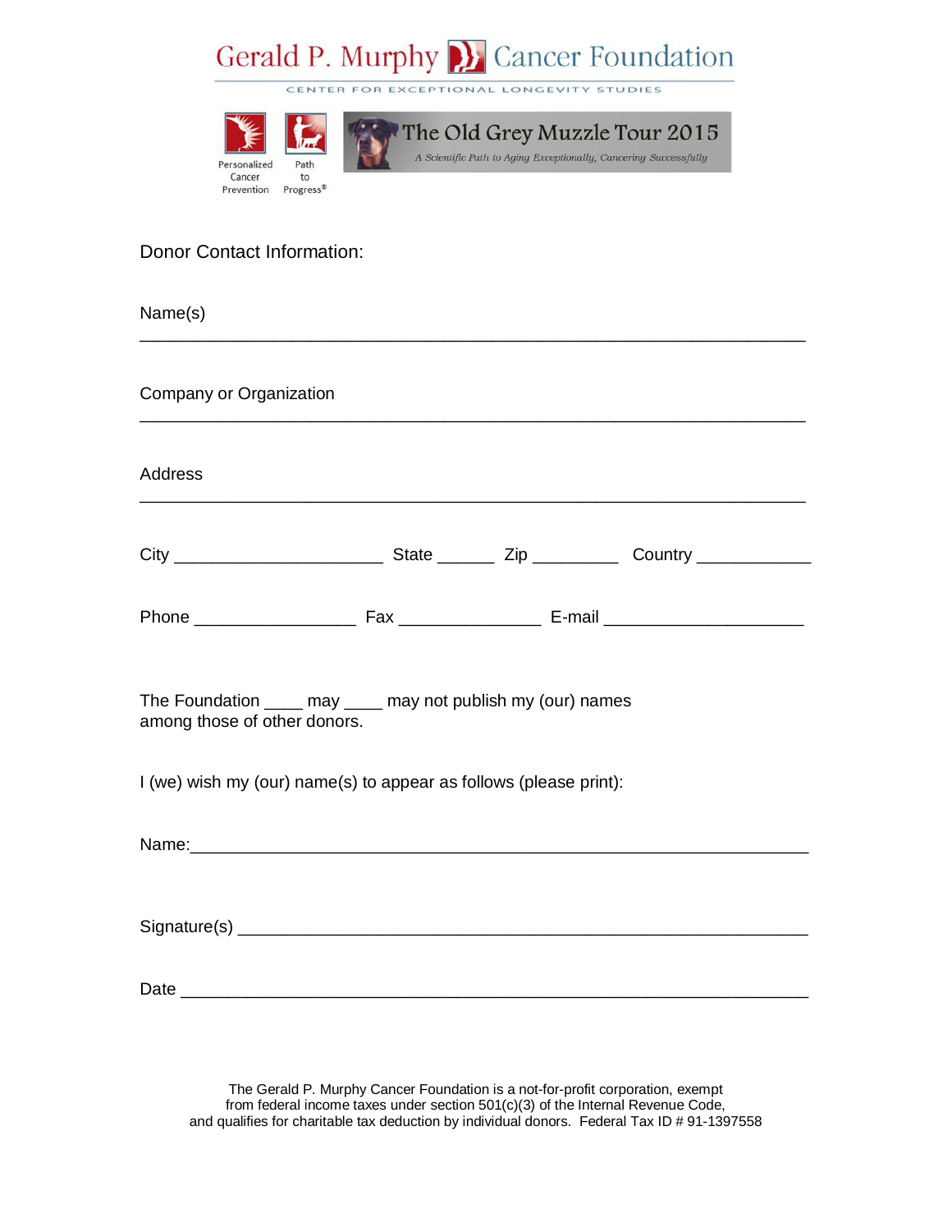Gerald P. Murphy Cancer Foundation

CENTER FOR EXCEPTIONAL LONGEVITY STUDIES

Personalized Cancer Prevention

Path to Progress®

The Old Grey Muzzle Tour 2015

*A Scientific Path to Aging Exceptionally, Cancering Successfully*

Donor Contact Information:

Name(s)
_______________________________________________________________

Company or Organization
_______________________________________________________________

Address
_______________________________________________________________

City ____________________ State _____ Zip ________ Country __________

Phone ______________ Fax _____________ E-mail __________________

The Foundation ____ may ____ may not publish my (our) names among those of other donors.

I (we) wish my (our) name(s) to appear as follows (please print):

Name:_________________________________________________________

Signature(s) ____________________________________________________

Date __________________________________________________________

The Gerald P. Murphy Cancer Foundation is a not-for-profit corporation, exempt from federal income taxes under section 501(c)(3) of the Internal Revenue Code, and qualifies for charitable tax deduction by individual donors. Federal Tax ID # 91-1397558